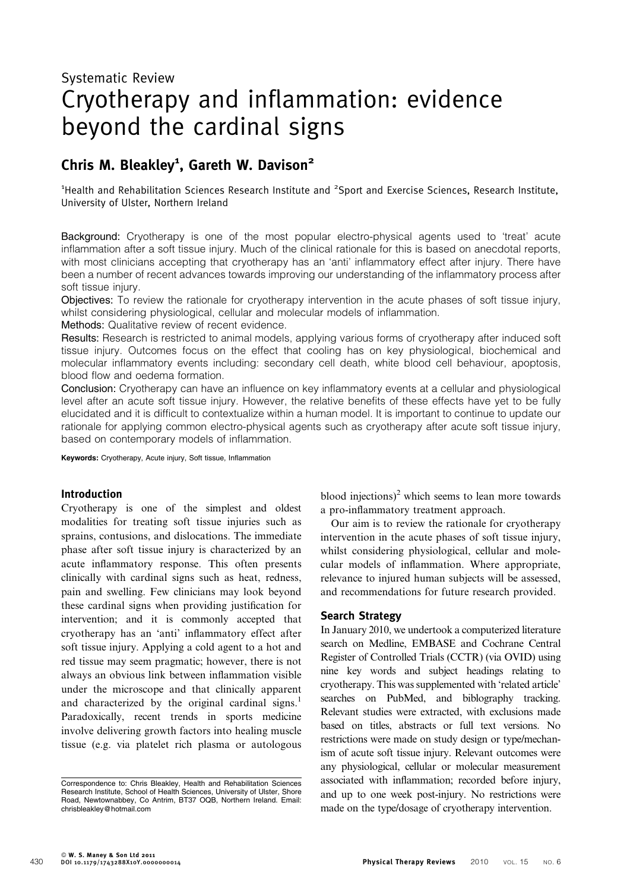Systematic Review

# Cryotherapy and inflammation: evidence beyond the cardinal signs

## Chris M. Bleakley[1], Gareth W. Davison[2]

[1]Health and Rehabilitation Sciences Research Institute and [2]Sport and Exercise Sciences, Research Institute, University of Ulster, Northern Ireland

**Background:** Cryotherapy is one of the most popular electro-physical agents used to 'treat' acute inflammation after a soft tissue injury. Much of the clinical rationale for this is based on anecdotal reports, with most clinicians accepting that cryotherapy has an 'anti' inflammatory effect after injury. There have been a number of recent advances towards improving our understanding of the inflammatory process after soft tissue injury.

**Objectives:** To review the rationale for cryotherapy intervention in the acute phases of soft tissue injury, whilst considering physiological, cellular and molecular models of inflammation.

**Methods:** Qualitative review of recent evidence.

**Results:** Research is restricted to animal models, applying various forms of cryotherapy after induced soft tissue injury. Outcomes focus on the effect that cooling has on key physiological, biochemical and molecular inflammatory events including: secondary cell death, white blood cell behaviour, apoptosis, blood flow and oedema formation.

**Conclusion:** Cryotherapy can have an influence on key inflammatory events at a cellular and physiological level after an acute soft tissue injury. However, the relative benefits of these effects have yet to be fully elucidated and it is difficult to contextualize within a human model. It is important to continue to update our rationale for applying common electro-physical agents such as cryotherapy after acute soft tissue injury, based on contemporary models of inflammation.

**Keywords:** Cryotherapy, Acute injury, Soft tissue, Inflammation

### Introduction

Cryotherapy is one of the simplest and oldest modalities for treating soft tissue injuries such as sprains, contusions, and dislocations. The immediate phase after soft tissue injury is characterized by an acute inflammatory response. This often presents clinically with cardinal signs such as heat, redness, pain and swelling. Few clinicians may look beyond these cardinal signs when providing justification for intervention; and it is commonly accepted that cryotherapy has an 'anti' inflammatory effect after soft tissue injury. Applying a cold agent to a hot and red tissue may seem pragmatic; however, there is not always an obvious link between inflammation visible under the microscope and that clinically apparent and characterized by the original cardinal signs.[1] Paradoxically, recent trends in sports medicine involve delivering growth factors into healing muscle tissue (e.g. via platelet rich plasma or autologous blood injections)[2] which seems to lean more towards a pro-inflammatory treatment approach.

Our aim is to review the rationale for cryotherapy intervention in the acute phases of soft tissue injury, whilst considering physiological, cellular and molecular models of inflammation. Where appropriate, relevance to injured human subjects will be assessed, and recommendations for future research provided.

### Search Strategy

In January 2010, we undertook a computerized literature search on Medline, EMBASE and Cochrane Central Register of Controlled Trials (CCTR) (via OVID) using nine key words and subject headings relating to cryotherapy. This was supplemented with 'related article' searches on PubMed, and biblography tracking. Relevant studies were extracted, with exclusions made based on titles, abstracts or full text versions. No restrictions were made on study design or type/mechanism of acute soft tissue injury. Relevant outcomes were any physiological, cellular or molecular measurement associated with inflammation; recorded before injury, and up to one week post-injury. No restrictions were made on the type/dosage of cryotherapy intervention.

Correspondence to: Chris Bleakley, Health and Rehabilitation Sciences Research Institute, School of Health Sciences, University of Ulster, Shore Road, Newtownabbey, Co Antrim, BT37 OQB, Northern Ireland. Email: chrisbleakley@hotmail.com

© W. S. Maney & Son Ltd 2011
DOI 10.1179/1743288X10Y.0000000014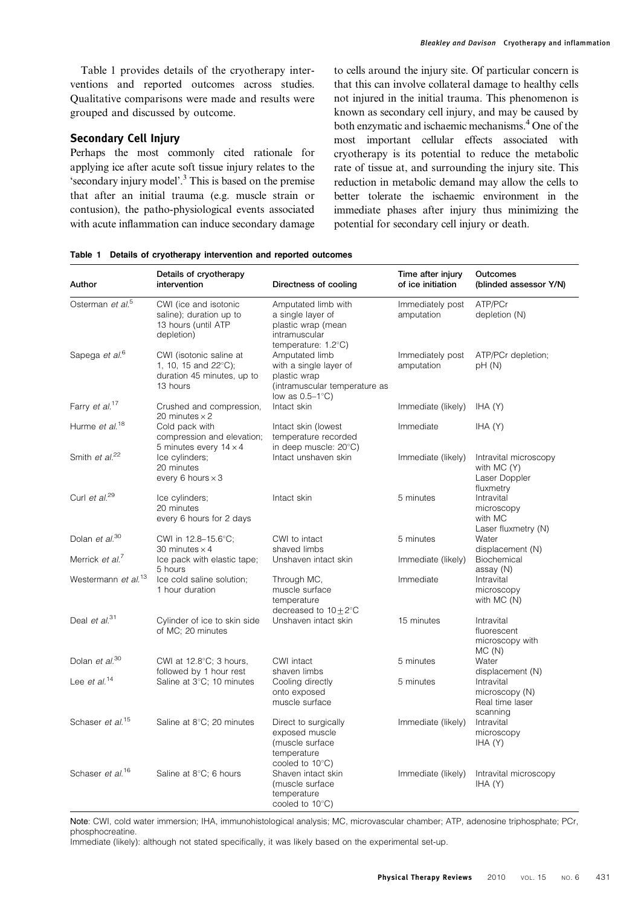Table 1 provides details of the cryotherapy interventions and reported outcomes across studies. Qualitative comparisons were made and results were grouped and discussed by outcome.

## Secondary Cell Injury

Perhaps the most commonly cited rationale for applying ice after acute soft tissue injury relates to the 'secondary injury model'.[3] This is based on the premise that after an initial trauma (e.g. muscle strain or contusion), the patho-physiological events associated with acute inflammation can induce secondary damage to cells around the injury site. Of particular concern is that this can involve collateral damage to healthy cells not injured in the initial trauma. This phenomenon is known as secondary cell injury, and may be caused by both enzymatic and ischaemic mechanisms.[4] One of the most important cellular effects associated with cryotherapy is its potential to reduce the metabolic rate of tissue at, and surrounding the injury site. This reduction in metabolic demand may allow the cells to better tolerate the ischaemic environment in the immediate phases after injury thus minimizing the potential for secondary cell injury or death.

**Table 1 Details of cryotherapy intervention and reported outcomes**

| Author | Details of cryotherapy intervention | Directness of cooling | Time after injury of ice initiation | Outcomes (blinded assessor Y/N) |
|---|---|---|---|---|
| Osterman *et al.*[5] | CWI (ice and isotonic saline); duration up to 13 hours (until ATP depletion) | Amputated limb with a single layer of plastic wrap (mean intramuscular temperature: 1.2°C) | Immediately post amputation | ATP/PCr depletion (N) |
| Sapega *et al.*[6] | CWI (isotonic saline at 1, 10, 15 and 22°C); duration 45 minutes, up to 13 hours | Amputated limb with a single layer of plastic wrap (intramuscular temperature as low as 0.5–1°C) | Immediately post amputation | ATP/PCr depletion; pH (N) |
| Farry *et al.*[17] | Crushed and compression, 20 minutes × 2 | Intact skin | Immediate (likely) | IHA (Y) |
| Hurme *et al.*[18] | Cold pack with compression and elevation; 5 minutes every 14 × 4 | Intact skin (lowest temperature recorded in deep muscle: 20°C) | Immediate | IHA (Y) |
| Smith *et al.*[22] | Ice cylinders; 20 minutes every 6 hours × 3 | Intact unshaven skin | Immediate (likely) | Intravital microscopy with MC (Y) Laser Doppler fluxmetry |
| Curl *et al.*[29] | Ice cylinders; 20 minutes every 6 hours for 2 days | Intact skin | 5 minutes | Intravital microscopy with MC Laser fluxmetry (N) |
| Dolan *et al.*[30] | CWI in 12.8–15.6°C; 30 minutes × 4 | CWI to intact shaved limbs | 5 minutes | Water displacement (N) |
| Merrick *et al.*[7] | Ice pack with elastic tape; 5 hours | Unshaven intact skin | Immediate (likely) | Biochemical assay (N) |
| Westermann *et al.*[13] | Ice cold saline solution; 1 hour duration | Through MC, muscle surface temperature decreased to 10 ± 2°C | Immediate | Intravital microscopy with MC (N) |
| Deal *et al.*[31] | Cylinder of ice to skin side of MC; 20 minutes | Unshaven intact skin | 15 minutes | Intravital fluorescent microscopy with MC (N) |
| Dolan *et al.*[30] | CWI at 12.8°C; 3 hours, followed by 1 hour rest | CWI intact shaven limbs | 5 minutes | Water displacement (N) |
| Lee *et al.*[14] | Saline at 3°C; 10 minutes | Cooling directly onto exposed muscle surface | 5 minutes | Intravital microscopy (N) Real time laser scanning |
| Schaser *et al.*[15] | Saline at 8°C; 20 minutes | Direct to surgically exposed muscle (muscle surface temperature cooled to 10°C) | Immediate (likely) | Intravital microscopy IHA (Y) |
| Schaser *et al.*[16] | Saline at 8°C; 6 hours | Shaven intact skin (muscle surface temperature cooled to 10°C) | Immediate (likely) | Intravital microscopy IHA (Y) |

Note: CWI, cold water immersion; IHA, immunohistological analysis; MC, microvascular chamber; ATP, adenosine triphosphate; PCr, phosphocreatine.
Immediate (likely): although not stated specifically, it was likely based on the experimental set-up.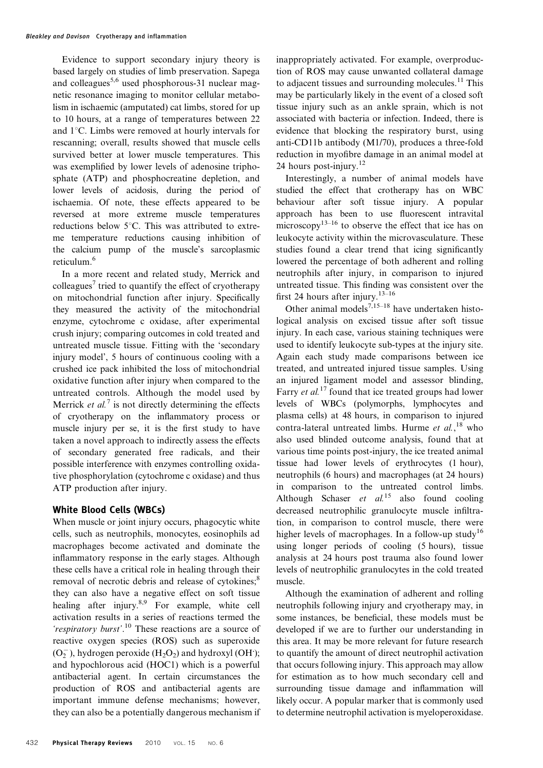Evidence to support secondary injury theory is based largely on studies of limb preservation. Sapega and colleagues[5,6] used phosphorous-31 nuclear magnetic resonance imaging to monitor cellular metabolism in ischaemic (amputated) cat limbs, stored for up to 10 hours, at a range of temperatures between 22 and 1°C. Limbs were removed at hourly intervals for rescanning; overall, results showed that muscle cells survived better at lower muscle temperatures. This was exemplified by lower levels of adenosine triphosphate (ATP) and phosphocreatine depletion, and lower levels of acidosis, during the period of ischaemia. Of note, these effects appeared to be reversed at more extreme muscle temperatures reductions below 5°C. This was attributed to extreme temperature reductions causing inhibition of the calcium pump of the muscle's sarcoplasmic reticulum.[6]

In a more recent and related study, Merrick and colleagues[7] tried to quantify the effect of cryotherapy on mitochondrial function after injury. Specifically they measured the activity of the mitochondrial enzyme, cytochrome c oxidase, after experimental crush injury; comparing outcomes in cold treated and untreated muscle tissue. Fitting with the 'secondary injury model', 5 hours of continuous cooling with a crushed ice pack inhibited the loss of mitochondrial oxidative function after injury when compared to the untreated controls. Although the model used by Merrick *et al.*[7] is not directly determining the effects of cryotherapy on the inflammatory process or muscle injury per se, it is the first study to have taken a novel approach to indirectly assess the effects of secondary generated free radicals, and their possible interference with enzymes controlling oxidative phosphorylation (cytochrome c oxidase) and thus ATP production after injury.

## White Blood Cells (WBCs)

When muscle or joint injury occurs, phagocytic white cells, such as neutrophils, monocytes, eosinophils ad macrophages become activated and dominate the inflammatory response in the early stages. Although these cells have a critical role in healing through their removal of necrotic debris and release of cytokines;[8] they can also have a negative effect on soft tissue healing after injury.[8,9] For example, white cell activation results in a series of reactions termed the *'respiratory burst'*.[10] These reactions are a source of reactive oxygen species (ROS) such as superoxide ($O_2^-$), hydrogen peroxide ($H_2O_2$) and hydroxyl ($OH^{\cdot}$); and hypochlorous acid (HOC1) which is a powerful antibacterial agent. In certain circumstances the production of ROS and antibacterial agents are important immune defense mechanisms; however, they can also be a potentially dangerous mechanism if inappropriately activated. For example, overproduction of ROS may cause unwanted collateral damage to adjacent tissues and surrounding molecules.[11] This may be particularly likely in the event of a closed soft tissue injury such as an ankle sprain, which is not associated with bacteria or infection. Indeed, there is evidence that blocking the respiratory burst, using anti-CD11b antibody (M1/70), produces a three-fold reduction in myofibre damage in an animal model at 24 hours post-injury.[12]

Interestingly, a number of animal models have studied the effect that crotherapy has on WBC behaviour after soft tissue injury. A popular approach has been to use fluorescent intravital microscopy[13–16] to observe the effect that ice has on leukocyte activity within the microvasculature. These studies found a clear trend that icing significantly lowered the percentage of both adherent and rolling neutrophils after injury, in comparison to injured untreated tissue. This finding was consistent over the first 24 hours after injury.[13–16]

Other animal models[7,15–18] have undertaken histological analysis on excised tissue after soft tissue injury. In each case, various staining techniques were used to identify leukocyte sub-types at the injury site. Again each study made comparisons between ice treated, and untreated injured tissue samples. Using an injured ligament model and assessor blinding, Farry *et al.*[17] found that ice treated groups had lower levels of WBCs (polymorphs, lymphocytes and plasma cells) at 48 hours, in comparison to injured contra-lateral untreated limbs. Hurme *et al.*,[18] who also used blinded outcome analysis, found that at various time points post-injury, the ice treated animal tissue had lower levels of erythrocytes (1 hour), neutrophils (6 hours) and macrophages (at 24 hours) in comparison to the untreated control limbs. Although Schaser *et al.*[15] also found cooling decreased neutrophilic granulocyte muscle infiltration, in comparison to control muscle, there were higher levels of macrophages. In a follow-up study[16] using longer periods of cooling (5 hours), tissue analysis at 24 hours post trauma also found lower levels of neutrophilic granulocytes in the cold treated muscle.

Although the examination of adherent and rolling neutrophils following injury and cryotherapy may, in some instances, be beneficial, these models must be developed if we are to further our understanding in this area. It may be more relevant for future research to quantify the amount of direct neutrophil activation that occurs following injury. This approach may allow for estimation as to how much secondary cell and surrounding tissue damage and inflammation will likely occur. A popular marker that is commonly used to determine neutrophil activation is myeloperoxidase.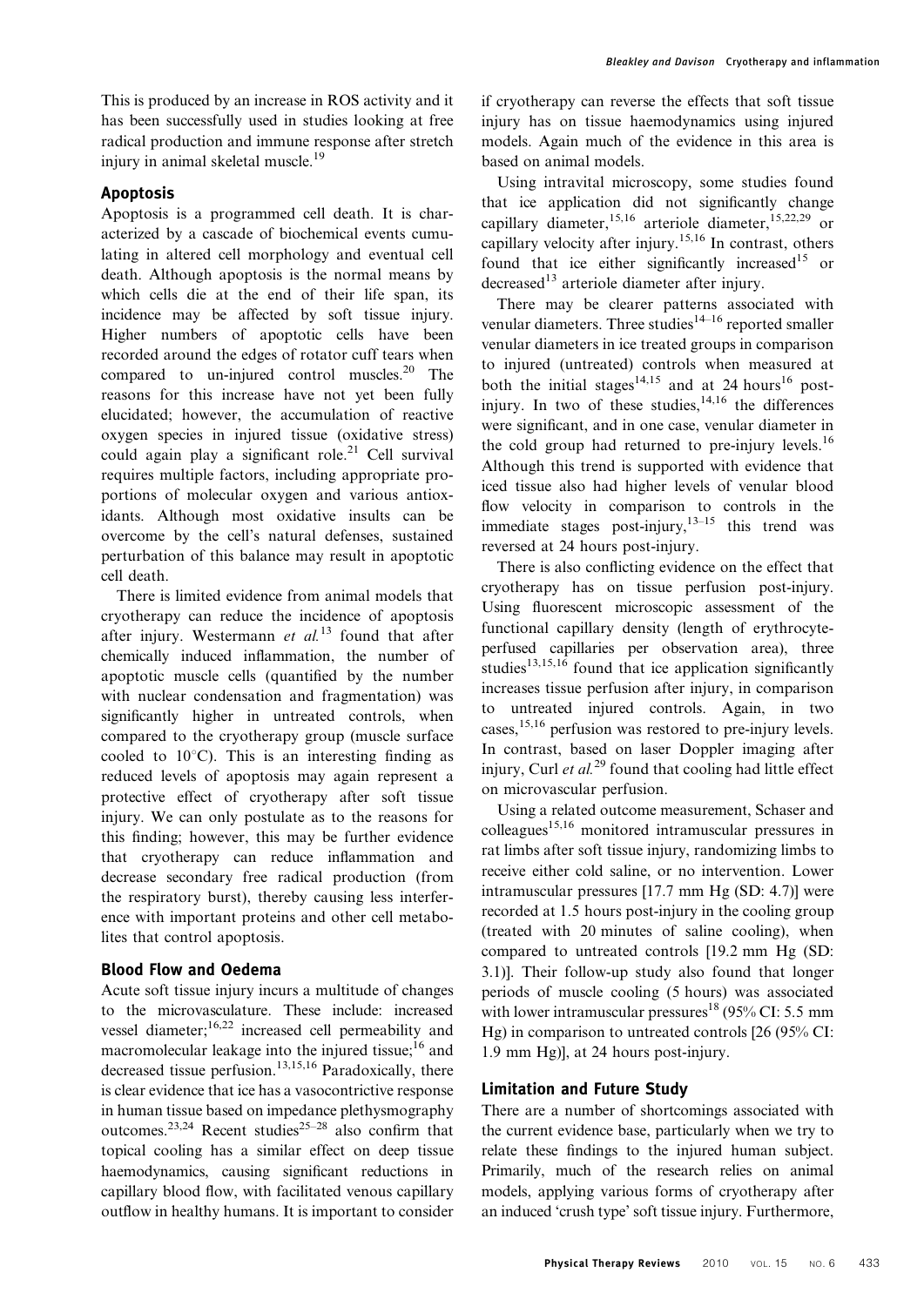This is produced by an increase in ROS activity and it has been successfully used in studies looking at free radical production and immune response after stretch injury in animal skeletal muscle.[19]

### Apoptosis

Apoptosis is a programmed cell death. It is characterized by a cascade of biochemical events cumulating in altered cell morphology and eventual cell death. Although apoptosis is the normal means by which cells die at the end of their life span, its incidence may be affected by soft tissue injury. Higher numbers of apoptotic cells have been recorded around the edges of rotator cuff tears when compared to un-injured control muscles.[20] The reasons for this increase have not yet been fully elucidated; however, the accumulation of reactive oxygen species in injured tissue (oxidative stress) could again play a significant role.[21] Cell survival requires multiple factors, including appropriate proportions of molecular oxygen and various antioxidants. Although most oxidative insults can be overcome by the cell's natural defenses, sustained perturbation of this balance may result in apoptotic cell death.

There is limited evidence from animal models that cryotherapy can reduce the incidence of apoptosis after injury. Westermann *et al.*[13] found that after chemically induced inflammation, the number of apoptotic muscle cells (quantified by the number with nuclear condensation and fragmentation) was significantly higher in untreated controls, when compared to the cryotherapy group (muscle surface cooled to 10°C). This is an interesting finding as reduced levels of apoptosis may again represent a protective effect of cryotherapy after soft tissue injury. We can only postulate as to the reasons for this finding; however, this may be further evidence that cryotherapy can reduce inflammation and decrease secondary free radical production (from the respiratory burst), thereby causing less interference with important proteins and other cell metabolites that control apoptosis.

### Blood Flow and Oedema

Acute soft tissue injury incurs a multitude of changes to the microvasculature. These include: increased vessel diameter;[16,22] increased cell permeability and macromolecular leakage into the injured tissue;[16] and decreased tissue perfusion.[13,15,16] Paradoxically, there is clear evidence that ice has a vasocontrictive response in human tissue based on impedance plethysmography outcomes.[23,24] Recent studies[25–28] also confirm that topical cooling has a similar effect on deep tissue haemodynamics, causing significant reductions in capillary blood flow, with facilitated venous capillary outflow in healthy humans. It is important to consider if cryotherapy can reverse the effects that soft tissue injury has on tissue haemodynamics using injured models. Again much of the evidence in this area is based on animal models.

Using intravital microscopy, some studies found that ice application did not significantly change capillary diameter,[15,16] arteriole diameter,[15,22,29] or capillary velocity after injury.[15,16] In contrast, others found that ice either significantly increased[15] or decreased[13] arteriole diameter after injury.

There may be clearer patterns associated with venular diameters. Three studies[14–16] reported smaller venular diameters in ice treated groups in comparison to injured (untreated) controls when measured at both the initial stages[14,15] and at 24 hours[16] post-injury. In two of these studies,[14,16] the differences were significant, and in one case, venular diameter in the cold group had returned to pre-injury levels.[16] Although this trend is supported with evidence that iced tissue also had higher levels of venular blood flow velocity in comparison to controls in the immediate stages post-injury,[13–15] this trend was reversed at 24 hours post-injury.

There is also conflicting evidence on the effect that cryotherapy has on tissue perfusion post-injury. Using fluorescent microscopic assessment of the functional capillary density (length of erythrocyte-perfused capillaries per observation area), three studies[13,15,16] found that ice application significantly increases tissue perfusion after injury, in comparison to untreated injured controls. Again, in two cases,[15,16] perfusion was restored to pre-injury levels. In contrast, based on laser Doppler imaging after injury, Curl *et al.*[29] found that cooling had little effect on microvascular perfusion.

Using a related outcome measurement, Schaser and colleagues[15,16] monitored intramuscular pressures in rat limbs after soft tissue injury, randomizing limbs to receive either cold saline, or no intervention. Lower intramuscular pressures [17.7 mm Hg (SD: 4.7)] were recorded at 1.5 hours post-injury in the cooling group (treated with 20 minutes of saline cooling), when compared to untreated controls [19.2 mm Hg (SD: 3.1)]. Their follow-up study also found that longer periods of muscle cooling (5 hours) was associated with lower intramuscular pressures[18] (95% CI: 5.5 mm Hg) in comparison to untreated controls [26 (95% CI: 1.9 mm Hg)], at 24 hours post-injury.

### Limitation and Future Study

There are a number of shortcomings associated with the current evidence base, particularly when we try to relate these findings to the injured human subject. Primarily, much of the research relies on animal models, applying various forms of cryotherapy after an induced 'crush type' soft tissue injury. Furthermore,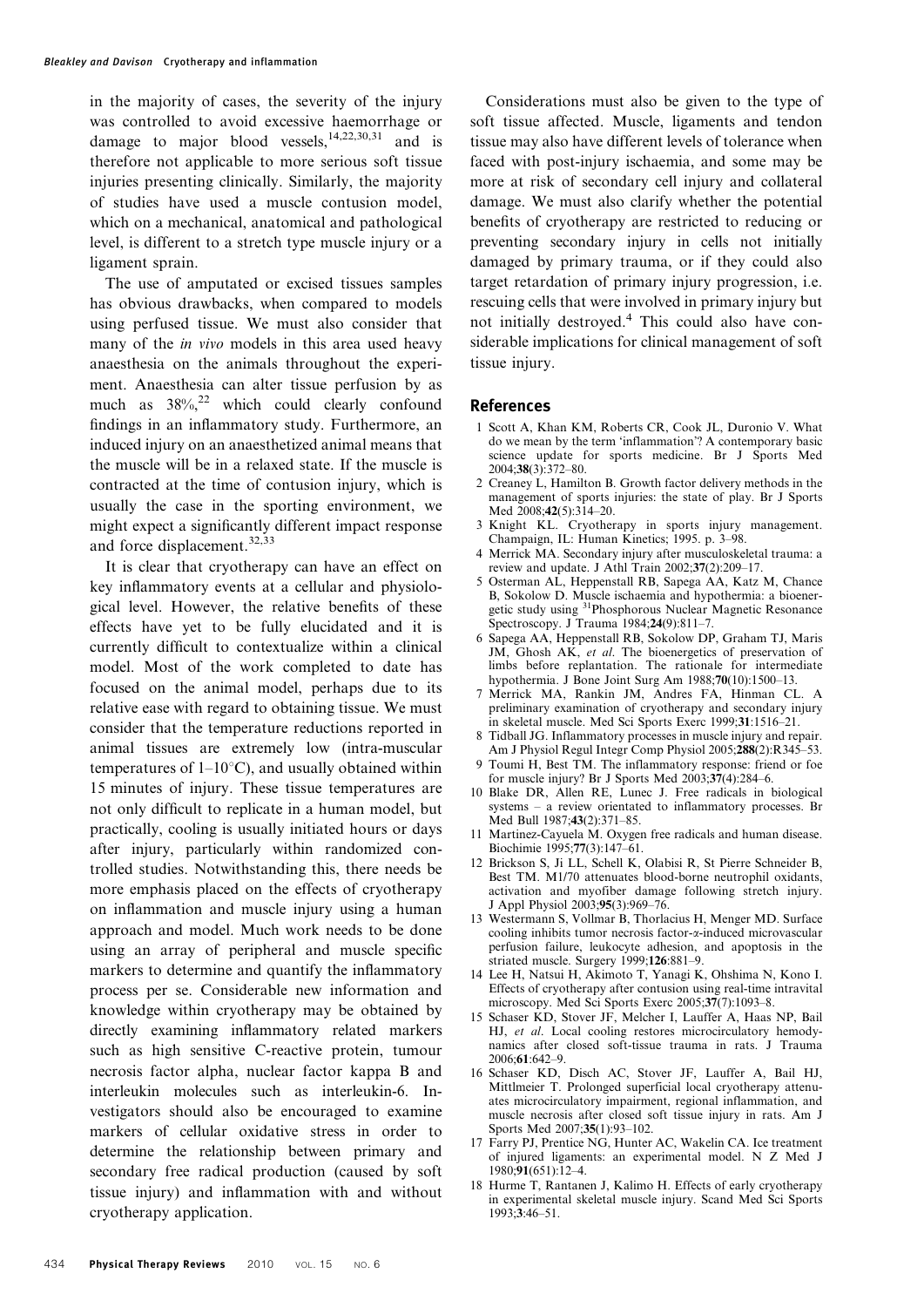in the majority of cases, the severity of the injury was controlled to avoid excessive haemorrhage or damage to major blood vessels,[14,22,30,31] and is therefore not applicable to more serious soft tissue injuries presenting clinically. Similarly, the majority of studies have used a muscle contusion model, which on a mechanical, anatomical and pathological level, is different to a stretch type muscle injury or a ligament sprain.

The use of amputated or excised tissues samples has obvious drawbacks, when compared to models using perfused tissue. We must also consider that many of the *in vivo* models in this area used heavy anaesthesia on the animals throughout the experiment. Anaesthesia can alter tissue perfusion by as much as 38%,[22] which could clearly confound findings in an inflammatory study. Furthermore, an induced injury on an anaesthetized animal means that the muscle will be in a relaxed state. If the muscle is contracted at the time of contusion injury, which is usually the case in the sporting environment, we might expect a significantly different impact response and force displacement.[32,33]

It is clear that cryotherapy can have an effect on key inflammatory events at a cellular and physiological level. However, the relative benefits of these effects have yet to be fully elucidated and it is currently difficult to contextualize within a clinical model. Most of the work completed to date has focused on the animal model, perhaps due to its relative ease with regard to obtaining tissue. We must consider that the temperature reductions reported in animal tissues are extremely low (intra-muscular temperatures of 1–10°C), and usually obtained within 15 minutes of injury. These tissue temperatures are not only difficult to replicate in a human model, but practically, cooling is usually initiated hours or days after injury, particularly within randomized controlled studies. Notwithstanding this, there needs be more emphasis placed on the effects of cryotherapy on inflammation and muscle injury using a human approach and model. Much work needs to be done using an array of peripheral and muscle specific markers to determine and quantify the inflammatory process per se. Considerable new information and knowledge within cryotherapy may be obtained by directly examining inflammatory related markers such as high sensitive C-reactive protein, tumour necrosis factor alpha, nuclear factor kappa B and interleukin molecules such as interleukin-6. Investigators should also be encouraged to examine markers of cellular oxidative stress in order to determine the relationship between primary and secondary free radical production (caused by soft tissue injury) and inflammation with and without cryotherapy application.

Considerations must also be given to the type of soft tissue affected. Muscle, ligaments and tendon tissue may also have different levels of tolerance when faced with post-injury ischaemia, and some may be more at risk of secondary cell injury and collateral damage. We must also clarify whether the potential benefits of cryotherapy are restricted to reducing or preventing secondary injury in cells not initially damaged by primary trauma, or if they could also target retardation of primary injury progression, i.e. rescuing cells that were involved in primary injury but not initially destroyed.[4] This could also have considerable implications for clinical management of soft tissue injury.

## References

1. Scott A, Khan KM, Roberts CR, Cook JL, Duronio V. What do we mean by the term 'inflammation'? A contemporary basic science update for sports medicine. Br J Sports Med 2004;**38**(3):372–80.
2. Creaney L, Hamilton B. Growth factor delivery methods in the management of sports injuries: the state of play. Br J Sports Med 2008;**42**(5):314–20.
3. Knight KL. Cryotherapy in sports injury management. Champaign, IL: Human Kinetics; 1995. p. 3–98.
4. Merrick MA. Secondary injury after musculoskeletal trauma: a review and update. J Athl Train 2002;**37**(2):209–17.
5. Osterman AL, Heppenstall RB, Sapega AA, Katz M, Chance B, Sokolow D. Muscle ischaemia and hypothermia: a bioenergetic study using [31]Phosphorous Nuclear Magnetic Resonance Spectroscopy. J Trauma 1984;**24**(9):811–7.
6. Sapega AA, Heppenstall RB, Sokolow DP, Graham TJ, Maris JM, Ghosh AK, *et al*. The bioenergetics of preservation of limbs before replantation. The rationale for intermediate hypothermia. J Bone Joint Surg Am 1988;**70**(10):1500–13.
7. Merrick MA, Rankin JM, Andres FA, Hinman CL. A preliminary examination of cryotherapy and secondary injury in skeletal muscle. Med Sci Sports Exerc 1999;**31**:1516–21.
8. Tidball JG. Inflammatory processes in muscle injury and repair. Am J Physiol Regul Integr Comp Physiol 2005;**288**(2):R345–53.
9. Toumi H, Best TM. The inflammatory response: friend or foe for muscle injury? Br J Sports Med 2003;**37**(4):284–6.
10. Blake DR, Allen RE, Lunec J. Free radicals in biological systems – a review orientated to inflammatory processes. Br Med Bull 1987;**43**(2):371–85.
11. Martinez-Cayuela M. Oxygen free radicals and human disease. Biochimie 1995;**77**(3):147–61.
12. Brickson S, Ji LL, Schell K, Olabisi R, St Pierre Schneider B, Best TM. M1/70 attenuates blood-borne neutrophil oxidants, activation and myofiber damage following stretch injury. J Appl Physiol 2003;**95**(3):969–76.
13. Westermann S, Vollmar B, Thorlacius H, Menger MD. Surface cooling inhibits tumor necrosis factor-α-induced microvascular perfusion failure, leukocyte adhesion, and apoptosis in the striated muscle. Surgery 1999;**126**:881–9.
14. Lee H, Natsui H, Akimoto T, Yanagi K, Ohshima N, Kono I. Effects of cryotherapy after contusion using real-time intravital microscopy. Med Sci Sports Exerc 2005;**37**(7):1093–8.
15. Schaser KD, Stover JF, Melcher I, Lauffer A, Haas NP, Bail HJ, *et al*. Local cooling restores microcirculatory hemodynamics after closed soft-tissue trauma in rats. J Trauma 2006;**61**:642–9.
16. Schaser KD, Disch AC, Stover JF, Lauffer A, Bail HJ, Mittlmeier T. Prolonged superficial local cryotherapy attenuates microcirculatory impairment, regional inflammation, and muscle necrosis after closed soft tissue injury in rats. Am J Sports Med 2007;**35**(1):93–102.
17. Farry PJ, Prentice NG, Hunter AC, Wakelin CA. Ice treatment of injured ligaments: an experimental model. N Z Med J 1980;**91**(651):12–4.
18. Hurme T, Rantanen J, Kalimo H. Effects of early cryotherapy in experimental skeletal muscle injury. Scand Med Sci Sports 1993;**3**:46–51.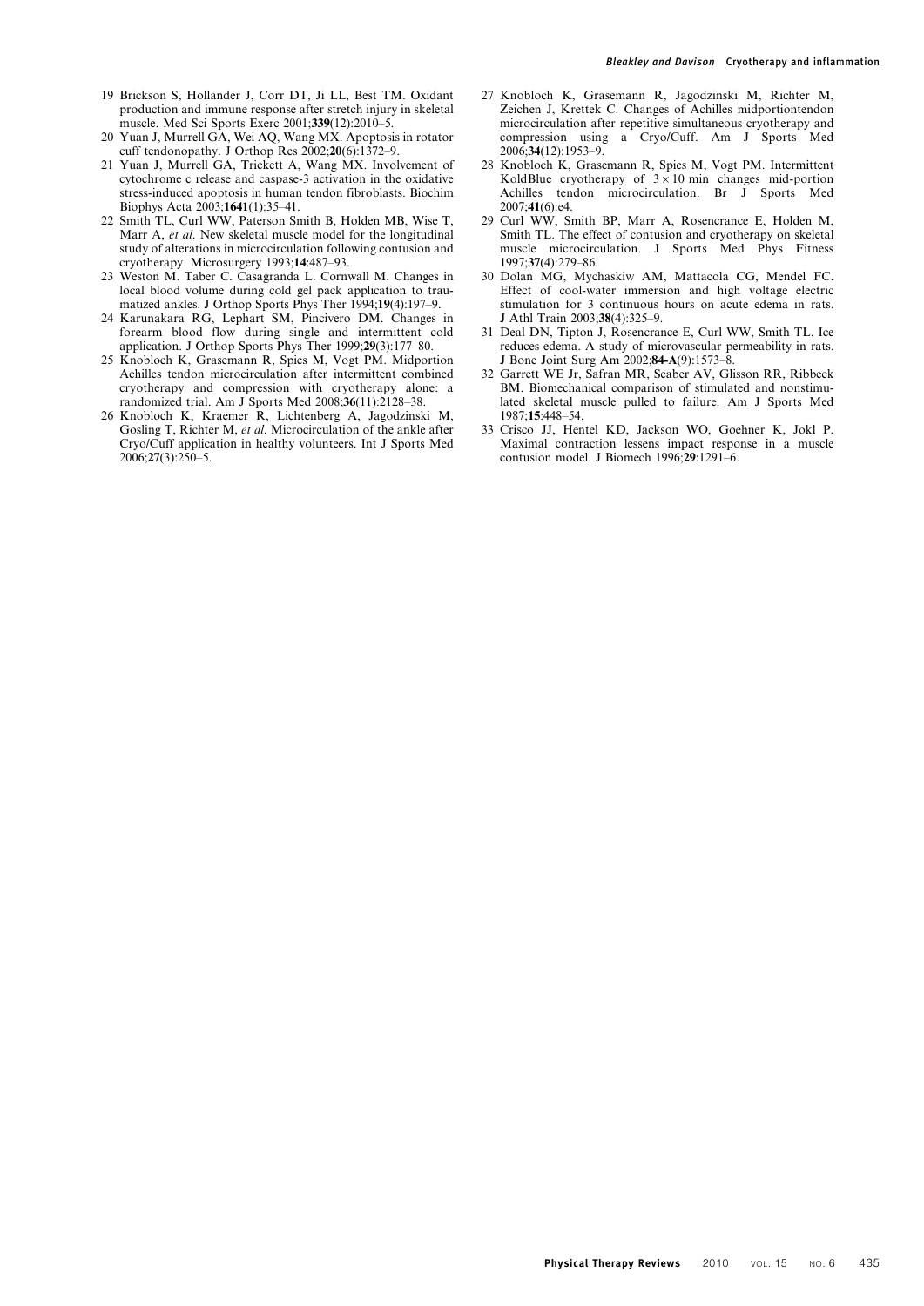19 Brickson S, Hollander J, Corr DT, Ji LL, Best TM. Oxidant production and immune response after stretch injury in skeletal muscle. Med Sci Sports Exerc 2001;**339**(12):2010–5.

20 Yuan J, Murrell GA, Wei AQ, Wang MX. Apoptosis in rotator cuff tendonopathy. J Orthop Res 2002;**20**(6):1372–9.

21 Yuan J, Murrell GA, Trickett A, Wang MX. Involvement of cytochrome c release and caspase-3 activation in the oxidative stress-induced apoptosis in human tendon fibroblasts. Biochim Biophys Acta 2003;**1641**(1):35–41.

22 Smith TL, Curl WW, Paterson Smith B, Holden MB, Wise T, Marr A, *et al*. New skeletal muscle model for the longitudinal study of alterations in microcirculation following contusion and cryotherapy. Microsurgery 1993;**14**:487–93.

23 Weston M. Taber C. Casagranda L. Cornwall M. Changes in local blood volume during cold gel pack application to traumatized ankles. J Orthop Sports Phys Ther 1994;**19**(4):197–9.

24 Karunakara RG, Lephart SM, Pincivero DM. Changes in forearm blood flow during single and intermittent cold application. J Orthop Sports Phys Ther 1999;**29**(3):177–80.

25 Knobloch K, Grasemann R, Spies M, Vogt PM. Midportion Achilles tendon microcirculation after intermittent combined cryotherapy and compression with cryotherapy alone: a randomized trial. Am J Sports Med 2008;**36**(11):2128–38.

26 Knobloch K, Kraemer R, Lichtenberg A, Jagodzinski M, Gosling T, Richter M, *et al*. Microcirculation of the ankle after Cryo/Cuff application in healthy volunteers. Int J Sports Med 2006;**27**(3):250–5.

27 Knobloch K, Grasemann R, Jagodzinski M, Richter M, Zeichen J, Krettek C. Changes of Achilles midportiontendon microcirculation after repetitive simultaneous cryotherapy and compression using a Cryo/Cuff. Am J Sports Med 2006;**34**(12):1953–9.

28 Knobloch K, Grasemann R, Spies M, Vogt PM. Intermittent KoldBlue cryotherapy of $3 \times 10$ min changes mid-portion Achilles tendon microcirculation. Br J Sports Med 2007;**41**(6):e4.

29 Curl WW, Smith BP, Marr A, Rosencrance E, Holden M, Smith TL. The effect of contusion and cryotherapy on skeletal muscle microcirculation. J Sports Med Phys Fitness 1997;**37**(4):279–86.

30 Dolan MG, Mychaskiw AM, Mattacola CG, Mendel FC. Effect of cool-water immersion and high voltage electric stimulation for 3 continuous hours on acute edema in rats. J Athl Train 2003;**38**(4):325–9.

31 Deal DN, Tipton J, Rosencrance E, Curl WW, Smith TL. Ice reduces edema. A study of microvascular permeability in rats. J Bone Joint Surg Am 2002;**84-A**(9):1573–8.

32 Garrett WE Jr, Safran MR, Seaber AV, Glisson RR, Ribbeck BM. Biomechanical comparison of stimulated and nonstimulated skeletal muscle pulled to failure. Am J Sports Med 1987;**15**:448–54.

33 Crisco JJ, Hentel KD, Jackson WO, Goehner K, Jokl P. Maximal contraction lessens impact response in a muscle contusion model. J Biomech 1996;**29**:1291–6.